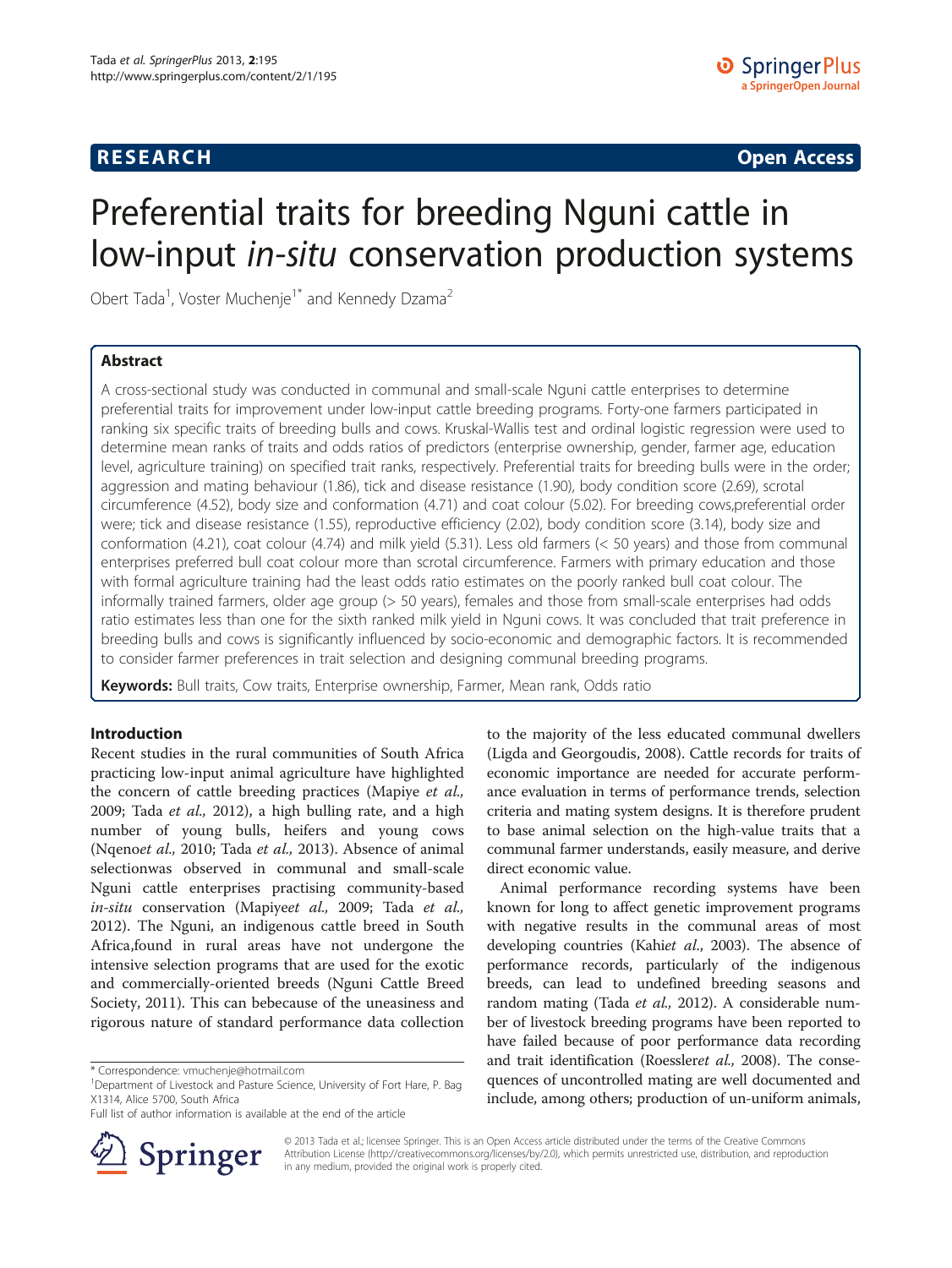**RESEARCH** **Open Access**

# Preferential traits for breeding Nguni cattle in low-input *in-situ* conservation production systems

Obert Tada[1], Voster Muchenje[1*] and Kennedy Dzama[2]

## Abstract

A cross-sectional study was conducted in communal and small-scale Nguni cattle enterprises to determine preferential traits for improvement under low-input cattle breeding programs. Forty-one farmers participated in ranking six specific traits of breeding bulls and cows. Kruskal-Wallis test and ordinal logistic regression were used to determine mean ranks of traits and odds ratios of predictors (enterprise ownership, gender, farmer age, education level, agriculture training) on specified trait ranks, respectively. Preferential traits for breeding bulls were in the order; aggression and mating behaviour (1.86), tick and disease resistance (1.90), body condition score (2.69), scrotal circumference (4.52), body size and conformation (4.71) and coat colour (5.02). For breeding cows,preferential order were; tick and disease resistance (1.55), reproductive efficiency (2.02), body condition score (3.14), body size and conformation (4.21), coat colour (4.74) and milk yield (5.31). Less old farmers (< 50 years) and those from communal enterprises preferred bull coat colour more than scrotal circumference. Farmers with primary education and those with formal agriculture training had the least odds ratio estimates on the poorly ranked bull coat colour. The informally trained farmers, older age group (> 50 years), females and those from small-scale enterprises had odds ratio estimates less than one for the sixth ranked milk yield in Nguni cows. It was concluded that trait preference in breeding bulls and cows is significantly influenced by socio-economic and demographic factors. It is recommended to consider farmer preferences in trait selection and designing communal breeding programs.

**Keywords:** Bull traits, Cow traits, Enterprise ownership, Farmer, Mean rank, Odds ratio

## Introduction

Recent studies in the rural communities of South Africa practicing low-input animal agriculture have highlighted the concern of cattle breeding practices (Mapiye *et al.,* 2009; Tada *et al.,* 2012), a high bulling rate, and a high number of young bulls, heifers and young cows (Nqeno*et al.,* 2010; Tada *et al.,* 2013). Absence of animal selectionwas observed in communal and small-scale Nguni cattle enterprises practising community-based *in-situ* conservation (Mapiye*et al.,* 2009; Tada *et al.,* 2012). The Nguni, an indigenous cattle breed in South Africa,found in rural areas have not undergone the intensive selection programs that are used for the exotic and commercially-oriented breeds (Nguni Cattle Breed Society, 2011). This can bebecause of the uneasiness and rigorous nature of standard performance data collection to the majority of the less educated communal dwellers (Ligda and Georgoudis, 2008). Cattle records for traits of economic importance are needed for accurate performance evaluation in terms of performance trends, selection criteria and mating system designs. It is therefore prudent to base animal selection on the high-value traits that a communal farmer understands, easily measure, and derive direct economic value.

Animal performance recording systems have been known for long to affect genetic improvement programs with negative results in the communal areas of most developing countries (Kahi*et al.,* 2003). The absence of performance records, particularly of the indigenous breeds, can lead to undefined breeding seasons and random mating (Tada *et al.,* 2012). A considerable number of livestock breeding programs have been reported to have failed because of poor performance data recording and trait identification (Roessler*et al.,* 2008). The consequences of uncontrolled mating are well documented and include, among others; production of un-uniform animals,

\* Correspondence: vmuchenje@hotmail.com
[1]Department of Livestock and Pasture Science, University of Fort Hare, P. Bag X1314, Alice 5700, South Africa
Full list of author information is available at the end of the article

© 2013 Tada et al.; licensee Springer. This is an Open Access article distributed under the terms of the Creative Commons Attribution License (http://creativecommons.org/licenses/by/2.0), which permits unrestricted use, distribution, and reproduction in any medium, provided the original work is properly cited.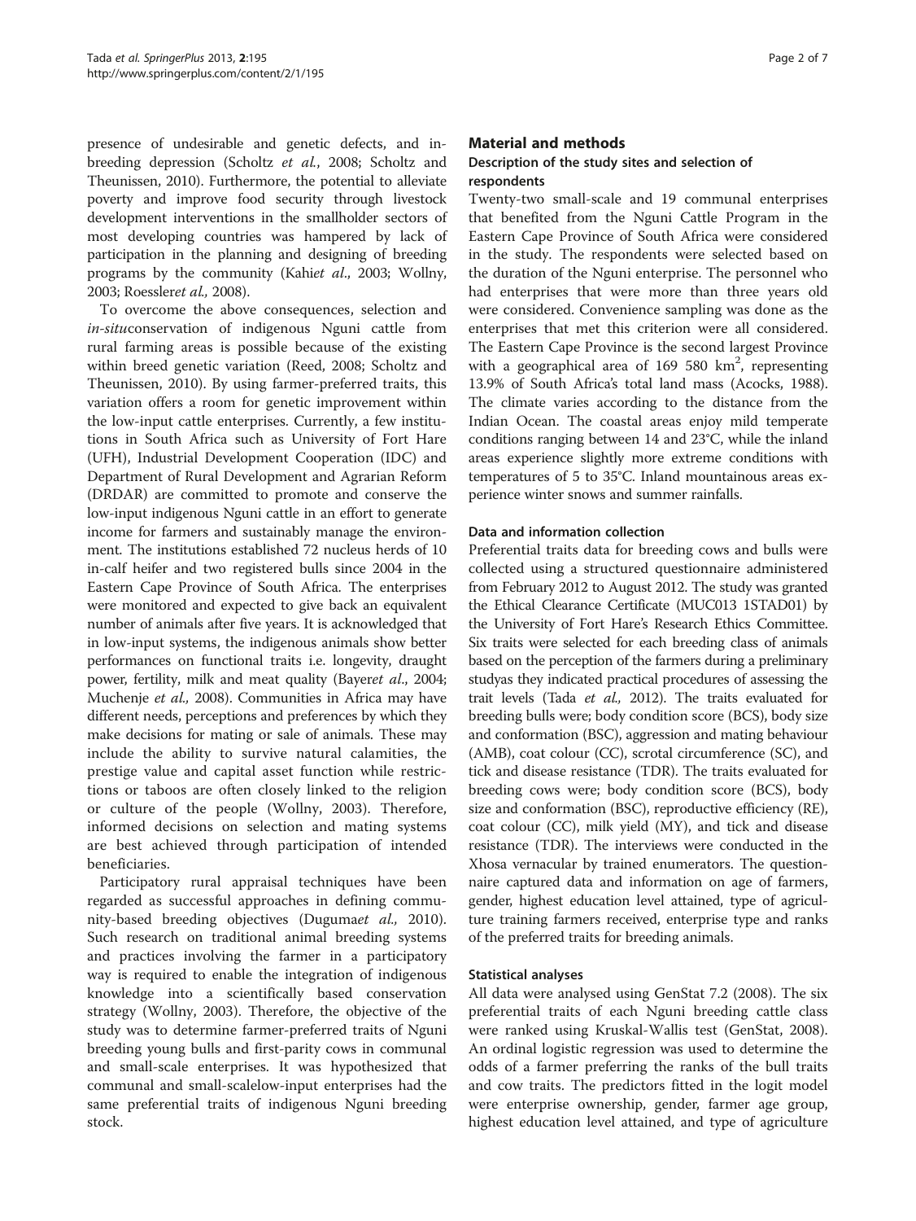presence of undesirable and genetic defects, and inbreeding depression (Scholtz *et al.*, 2008; Scholtz and Theunissen, 2010). Furthermore, the potential to alleviate poverty and improve food security through livestock development interventions in the smallholder sectors of most developing countries was hampered by lack of participation in the planning and designing of breeding programs by the community (Kahi*et al*., 2003; Wollny, 2003; Roessler*et al.,* 2008).

To overcome the above consequences, selection and *in-situ*conservation of indigenous Nguni cattle from rural farming areas is possible because of the existing within breed genetic variation (Reed, 2008; Scholtz and Theunissen, 2010). By using farmer-preferred traits, this variation offers a room for genetic improvement within the low-input cattle enterprises. Currently, a few institutions in South Africa such as University of Fort Hare (UFH), Industrial Development Cooperation (IDC) and Department of Rural Development and Agrarian Reform (DRDAR) are committed to promote and conserve the low-input indigenous Nguni cattle in an effort to generate income for farmers and sustainably manage the environment. The institutions established 72 nucleus herds of 10 in-calf heifer and two registered bulls since 2004 in the Eastern Cape Province of South Africa. The enterprises were monitored and expected to give back an equivalent number of animals after five years. It is acknowledged that in low-input systems, the indigenous animals show better performances on functional traits i.e. longevity, draught power, fertility, milk and meat quality (Bayer*et al*., 2004; Muchenje *et al.,* 2008). Communities in Africa may have different needs, perceptions and preferences by which they make decisions for mating or sale of animals. These may include the ability to survive natural calamities, the prestige value and capital asset function while restrictions or taboos are often closely linked to the religion or culture of the people (Wollny, 2003). Therefore, informed decisions on selection and mating systems are best achieved through participation of intended beneficiaries.

Participatory rural appraisal techniques have been regarded as successful approaches in defining community-based breeding objectives (Duguma*et al.,* 2010). Such research on traditional animal breeding systems and practices involving the farmer in a participatory way is required to enable the integration of indigenous knowledge into a scientifically based conservation strategy (Wollny, 2003). Therefore, the objective of the study was to determine farmer-preferred traits of Nguni breeding young bulls and first-parity cows in communal and small-scale enterprises. It was hypothesized that communal and small-scalelow-input enterprises had the same preferential traits of indigenous Nguni breeding stock.

## Material and methods

### Description of the study sites and selection of respondents

Twenty-two small-scale and 19 communal enterprises that benefited from the Nguni Cattle Program in the Eastern Cape Province of South Africa were considered in the study. The respondents were selected based on the duration of the Nguni enterprise. The personnel who had enterprises that were more than three years old were considered. Convenience sampling was done as the enterprises that met this criterion were all considered. The Eastern Cape Province is the second largest Province with a geographical area of 169 580 km$^2$, representing 13.9% of South Africa's total land mass (Acocks, 1988). The climate varies according to the distance from the Indian Ocean. The coastal areas enjoy mild temperate conditions ranging between 14 and 23°C, while the inland areas experience slightly more extreme conditions with temperatures of 5 to 35°C. Inland mountainous areas experience winter snows and summer rainfalls.

### Data and information collection

Preferential traits data for breeding cows and bulls were collected using a structured questionnaire administered from February 2012 to August 2012. The study was granted the Ethical Clearance Certificate (MUC013 1STAD01) by the University of Fort Hare's Research Ethics Committee. Six traits were selected for each breeding class of animals based on the perception of the farmers during a preliminary studyas they indicated practical procedures of assessing the trait levels (Tada *et al.,* 2012). The traits evaluated for breeding bulls were; body condition score (BCS), body size and conformation (BSC), aggression and mating behaviour (AMB), coat colour (CC), scrotal circumference (SC), and tick and disease resistance (TDR). The traits evaluated for breeding cows were; body condition score (BCS), body size and conformation (BSC), reproductive efficiency (RE), coat colour (CC), milk yield (MY), and tick and disease resistance (TDR). The interviews were conducted in the Xhosa vernacular by trained enumerators. The questionnaire captured data and information on age of farmers, gender, highest education level attained, type of agriculture training farmers received, enterprise type and ranks of the preferred traits for breeding animals.

### Statistical analyses

All data were analysed using GenStat 7.2 (2008). The six preferential traits of each Nguni breeding cattle class were ranked using Kruskal-Wallis test (GenStat, 2008). An ordinal logistic regression was used to determine the odds of a farmer preferring the ranks of the bull traits and cow traits. The predictors fitted in the logit model were enterprise ownership, gender, farmer age group, highest education level attained, and type of agriculture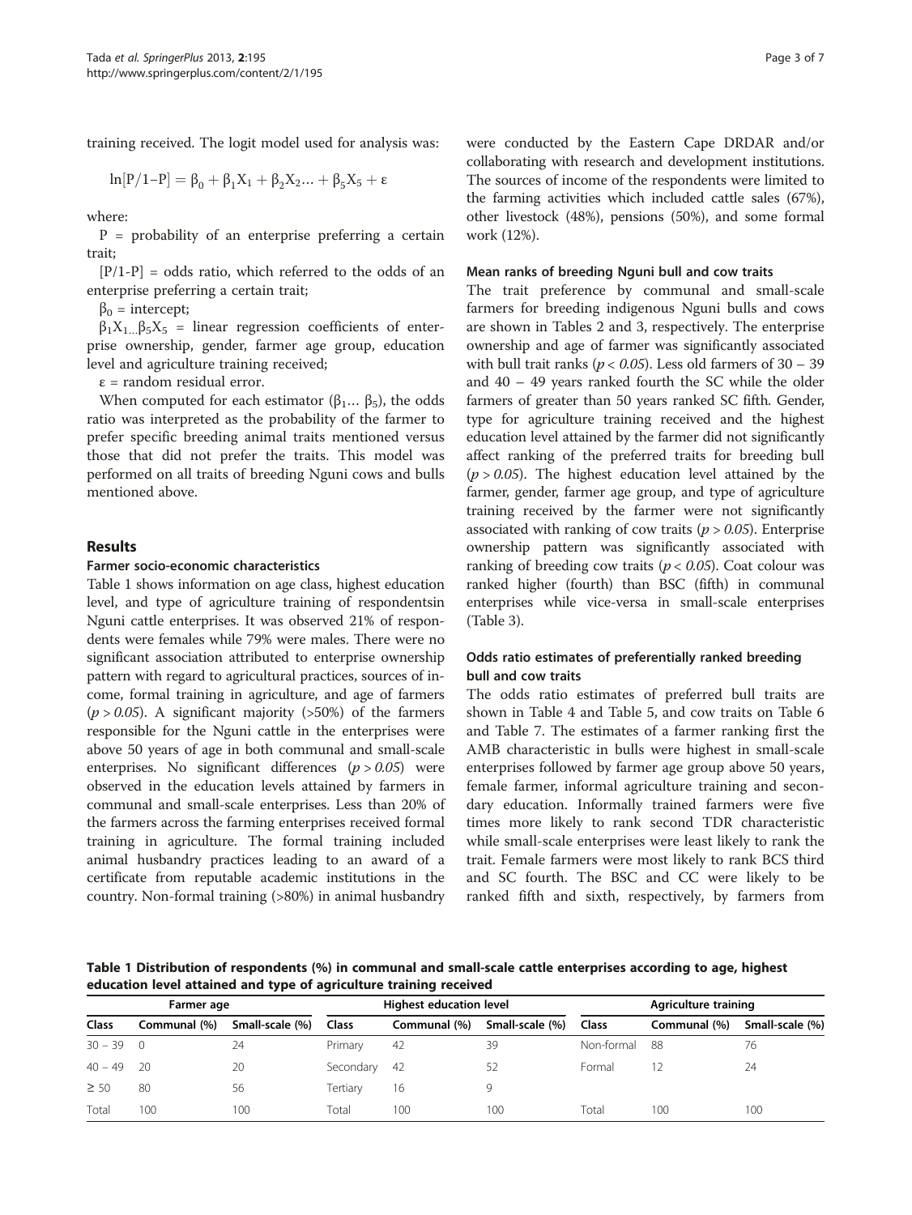training received. The logit model used for analysis was:

$$\ln[P/1-P] = \beta_0 + \beta_1 X_1 + \beta_2 X_2 ... + \beta_5 X_5 + \varepsilon$$

where:

P = probability of an enterprise preferring a certain trait;

[P/1-P] = odds ratio, which referred to the odds of an enterprise preferring a certain trait;

$\beta_0$ = intercept;

$\beta_1 X_1 ... \beta_5 X_5$ = linear regression coefficients of enterprise ownership, gender, farmer age group, education level and agriculture training received;

$\varepsilon$ = random residual error.

When computed for each estimator ($\beta_1 ... \beta_5$), the odds ratio was interpreted as the probability of the farmer to prefer specific breeding animal traits mentioned versus those that did not prefer the traits. This model was performed on all traits of breeding Nguni cows and bulls mentioned above.

## Results

### Farmer socio-economic characteristics

Table 1 shows information on age class, highest education level, and type of agriculture training of respondentsin Nguni cattle enterprises. It was observed 21% of respondents were females while 79% were males. There were no significant association attributed to enterprise ownership pattern with regard to agricultural practices, sources of income, formal training in agriculture, and age of farmers ($p > 0.05$). A significant majority (>50%) of the farmers responsible for the Nguni cattle in the enterprises were above 50 years of age in both communal and small-scale enterprises. No significant differences ($p > 0.05$) were observed in the education levels attained by farmers in communal and small-scale enterprises. Less than 20% of the farmers across the farming enterprises received formal training in agriculture. The formal training included animal husbandry practices leading to an award of a certificate from reputable academic institutions in the country. Non-formal training (>80%) in animal husbandry were conducted by the Eastern Cape DRDAR and/or collaborating with research and development institutions. The sources of income of the respondents were limited to the farming activities which included cattle sales (67%), other livestock (48%), pensions (50%), and some formal work (12%).

### Mean ranks of breeding Nguni bull and cow traits

The trait preference by communal and small-scale farmers for breeding indigenous Nguni bulls and cows are shown in Tables 2 and 3, respectively. The enterprise ownership and age of farmer was significantly associated with bull trait ranks ($p < 0.05$). Less old farmers of 30 – 39 and 40 – 49 years ranked fourth the SC while the older farmers of greater than 50 years ranked SC fifth. Gender, type for agriculture training received and the highest education level attained by the farmer did not significantly affect ranking of the preferred traits for breeding bull ($p > 0.05$). The highest education level attained by the farmer, gender, farmer age group, and type of agriculture training received by the farmer were not significantly associated with ranking of cow traits ($p > 0.05$). Enterprise ownership pattern was significantly associated with ranking of breeding cow traits ($p < 0.05$). Coat colour was ranked higher (fourth) than BSC (fifth) in communal enterprises while vice-versa in small-scale enterprises (Table 3).

### Odds ratio estimates of preferentially ranked breeding bull and cow traits

The odds ratio estimates of preferred bull traits are shown in Table 4 and Table 5, and cow traits on Table 6 and Table 7. The estimates of a farmer ranking first the AMB characteristic in bulls were highest in small-scale enterprises followed by farmer age group above 50 years, female farmer, informal agriculture training and secondary education. Informally trained farmers were five times more likely to rank second TDR characteristic while small-scale enterprises were least likely to rank the trait. Female farmers were most likely to rank BCS third and SC fourth. The BSC and CC were likely to be ranked fifth and sixth, respectively, by farmers from

**Table 1 Distribution of respondents (%) in communal and small-scale cattle enterprises according to age, highest education level attained and type of agriculture training received**

| Farmer age | | | Highest education level | | | Agriculture training | | |
|---|---|---|---|---|---|---|---|---|
| Class | Communal (%) | Small-scale (%) | Class | Communal (%) | Small-scale (%) | Class | Communal (%) | Small-scale (%) |
| 30 – 39 | 0 | 24 | Primary | 42 | 39 | Non-formal | 88 | 76 |
| 40 – 49 | 20 | 20 | Secondary | 42 | 52 | Formal | 12 | 24 |
| ≥ 50 | 80 | 56 | Tertiary | 16 | 9 | | | |
| Total | 100 | 100 | Total | 100 | 100 | Total | 100 | 100 |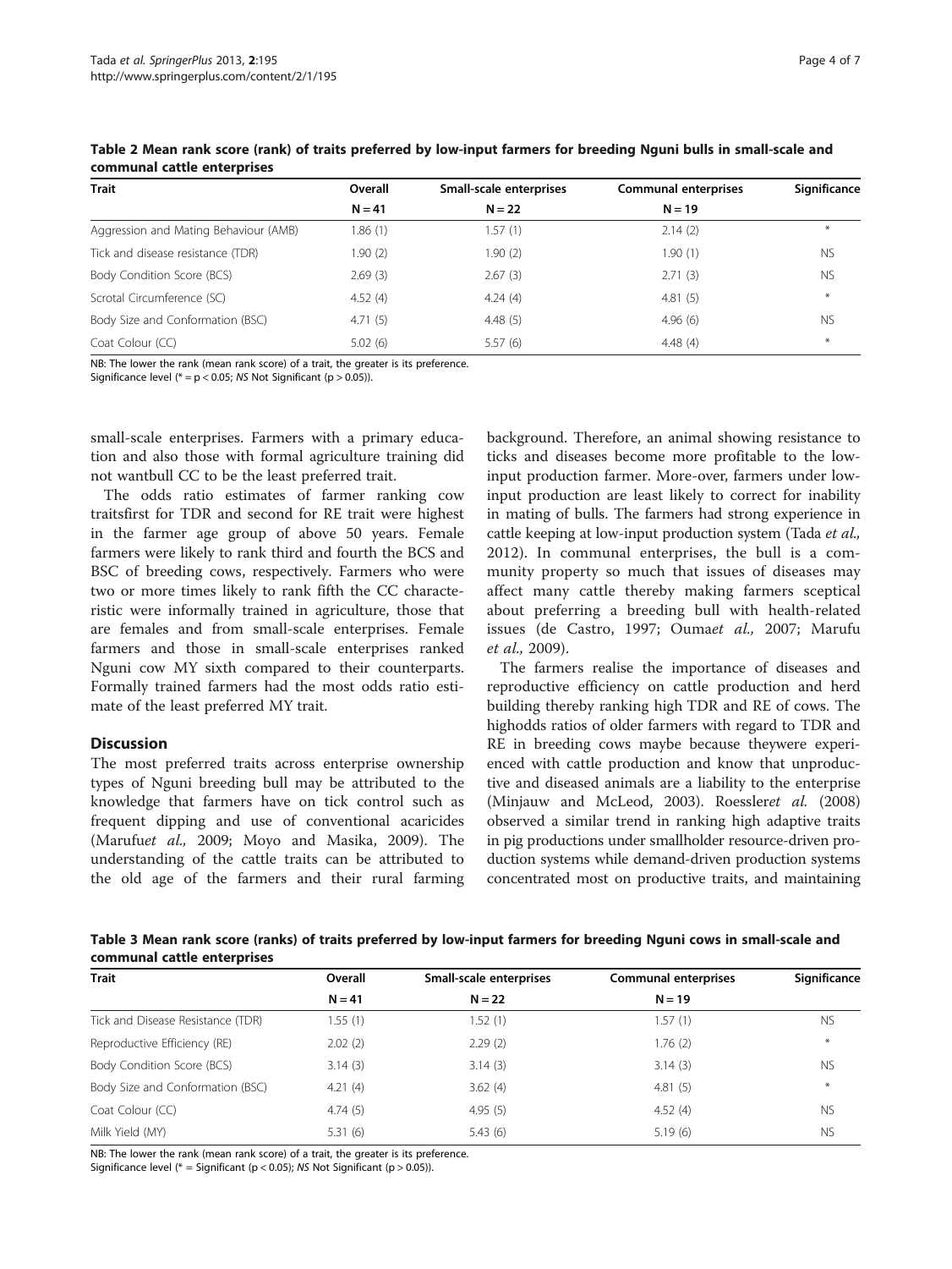**Table 2 Mean rank score (rank) of traits preferred by low-input farmers for breeding Nguni bulls in small-scale and communal cattle enterprises**

| Trait | Overall | Small-scale enterprises | Communal enterprises | Significance |
|---|---|---|---|---|
| | N = 41 | N = 22 | N = 19 | |
| Aggression and Mating Behaviour (AMB) | 1.86 (1) | 1.57 (1) | 2.14 (2) | * |
| Tick and disease resistance (TDR) | 1.90 (2) | 1.90 (2) | 1.90 (1) | NS |
| Body Condition Score (BCS) | 2.69 (3) | 2.67 (3) | 2.71 (3) | NS |
| Scrotal Circumference (SC) | 4.52 (4) | 4.24 (4) | 4.81 (5) | * |
| Body Size and Conformation (BSC) | 4.71 (5) | 4.48 (5) | 4.96 (6) | NS |
| Coat Colour (CC) | 5.02 (6) | 5.57 (6) | 4.48 (4) | * |

NB: The lower the rank (mean rank score) of a trait, the greater is its preference.
Significance level (* = $p < 0.05$; *NS* Not Significant ($p > 0.05$)).

small-scale enterprises. Farmers with a primary education and also those with formal agriculture training did not wantbull CC to be the least preferred trait.

The odds ratio estimates of farmer ranking cow traitsfirst for TDR and second for RE trait were highest in the farmer age group of above 50 years. Female farmers were likely to rank third and fourth the BCS and BSC of breeding cows, respectively. Farmers who were two or more times likely to rank fifth the CC characteristic were informally trained in agriculture, those that are females and from small-scale enterprises. Female farmers and those in small-scale enterprises ranked Nguni cow MY sixth compared to their counterparts. Formally trained farmers had the most odds ratio estimate of the least preferred MY trait.

## Discussion

The most preferred traits across enterprise ownership types of Nguni breeding bull may be attributed to the knowledge that farmers have on tick control such as frequent dipping and use of conventional acaricides (Marufu*et al.,* 2009; Moyo and Masika, 2009). The understanding of the cattle traits can be attributed to the old age of the farmers and their rural farming background. Therefore, an animal showing resistance to ticks and diseases become more profitable to the low-input production farmer. More-over, farmers under low-input production are least likely to correct for inability in mating of bulls. The farmers had strong experience in cattle keeping at low-input production system (Tada *et al.,* 2012). In communal enterprises, the bull is a community property so much that issues of diseases may affect many cattle thereby making farmers sceptical about preferring a breeding bull with health-related issues (de Castro, 1997; Ouma*et al.,* 2007; Marufu *et al.,* 2009).

The farmers realise the importance of diseases and reproductive efficiency on cattle production and herd building thereby ranking high TDR and RE of cows. The highodds ratios of older farmers with regard to TDR and RE in breeding cows maybe because theywere experienced with cattle production and know that unproductive and diseased animals are a liability to the enterprise (Minjauw and McLeod, 2003). Roessler*et al.* (2008) observed a similar trend in ranking high adaptive traits in pig productions under smallholder resource-driven production systems while demand-driven production systems concentrated most on productive traits, and maintaining

**Table 3 Mean rank score (ranks) of traits preferred by low-input farmers for breeding Nguni cows in small-scale and communal cattle enterprises**

| Trait | Overall | Small-scale enterprises | Communal enterprises | Significance |
|---|---|---|---|---|
| | N = 41 | N = 22 | N = 19 | |
| Tick and Disease Resistance (TDR) | 1.55 (1) | 1.52 (1) | 1.57 (1) | NS |
| Reproductive Efficiency (RE) | 2.02 (2) | 2.29 (2) | 1.76 (2) | * |
| Body Condition Score (BCS) | 3.14 (3) | 3.14 (3) | 3.14 (3) | NS |
| Body Size and Conformation (BSC) | 4.21 (4) | 3.62 (4) | 4.81 (5) | * |
| Coat Colour (CC) | 4.74 (5) | 4.95 (5) | 4.52 (4) | NS |
| Milk Yield (MY) | 5.31 (6) | 5.43 (6) | 5.19 (6) | NS |

NB: The lower the rank (mean rank score) of a trait, the greater is its preference.
Significance level (* = Significant ($p < 0.05$); *NS* Not Significant ($p > 0.05$)).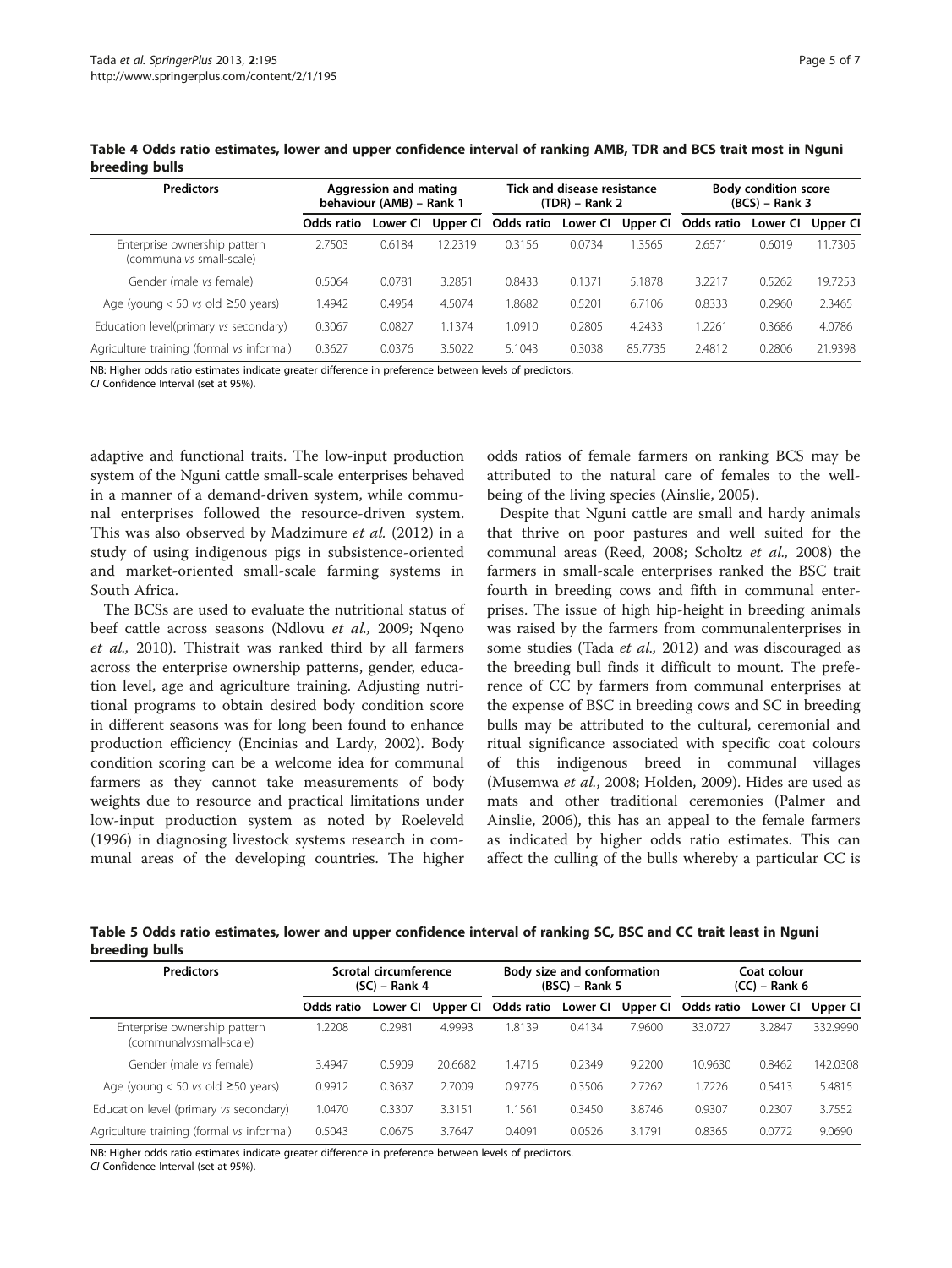**Table 4 Odds ratio estimates, lower and upper confidence interval of ranking AMB, TDR and BCS trait most in Nguni breeding bulls**

| Predictors | Aggression and mating behaviour (AMB) – Rank 1 | | | Tick and disease resistance (TDR) – Rank 2 | | | Body condition score (BCS) – Rank 3 | | |
|---|---|---|---|---|---|---|---|---|---|
| | Odds ratio | Lower CI | Upper CI | Odds ratio | Lower CI | Upper CI | Odds ratio | Lower CI | Upper CI |
| Enterprise ownership pattern (communal*vs* small-scale) | 2.7503 | 0.6184 | 12.2319 | 0.3156 | 0.0734 | 1.3565 | 2.6571 | 0.6019 | 11.7305 |
| Gender (male *vs* female) | 0.5064 | 0.0781 | 3.2851 | 0.8433 | 0.1371 | 5.1878 | 3.2217 | 0.5262 | 19.7253 |
| Age (young < 50 *vs* old ≥50 years) | 1.4942 | 0.4954 | 4.5074 | 1.8682 | 0.5201 | 6.7106 | 0.8333 | 0.2960 | 2.3465 |
| Education level(primary *vs* secondary) | 0.3067 | 0.0827 | 1.1374 | 1.0910 | 0.2805 | 4.2433 | 1.2261 | 0.3686 | 4.0786 |
| Agriculture training (formal *vs* informal) | 0.3627 | 0.0376 | 3.5022 | 5.1043 | 0.3038 | 85.7735 | 2.4812 | 0.2806 | 21.9398 |

NB: Higher odds ratio estimates indicate greater difference in preference between levels of predictors.
*CI* Confidence Interval (set at 95%).

adaptive and functional traits. The low-input production system of the Nguni cattle small-scale enterprises behaved in a manner of a demand-driven system, while communal enterprises followed the resource-driven system. This was also observed by Madzimure *et al.* (2012) in a study of using indigenous pigs in subsistence-oriented and market-oriented small-scale farming systems in South Africa.

The BCSs are used to evaluate the nutritional status of beef cattle across seasons (Ndlovu *et al.,* 2009; Nqeno *et al.,* 2010). Thistrait was ranked third by all farmers across the enterprise ownership patterns, gender, education level, age and agriculture training. Adjusting nutritional programs to obtain desired body condition score in different seasons was for long been found to enhance production efficiency (Encinias and Lardy, 2002). Body condition scoring can be a welcome idea for communal farmers as they cannot take measurements of body weights due to resource and practical limitations under low-input production system as noted by Roeleveld (1996) in diagnosing livestock systems research in communal areas of the developing countries. The higher odds ratios of female farmers on ranking BCS may be attributed to the natural care of females to the well-being of the living species (Ainslie, 2005).

Despite that Nguni cattle are small and hardy animals that thrive on poor pastures and well suited for the communal areas (Reed, 2008; Scholtz *et al.,* 2008) the farmers in small-scale enterprises ranked the BSC trait fourth in breeding cows and fifth in communal enterprises. The issue of high hip-height in breeding animals was raised by the farmers from communalenterprises in some studies (Tada *et al.,* 2012) and was discouraged as the breeding bull finds it difficult to mount. The preference of CC by farmers from communal enterprises at the expense of BSC in breeding cows and SC in breeding bulls may be attributed to the cultural, ceremonial and ritual significance associated with specific coat colours of this indigenous breed in communal villages (Musemwa *et al.*, 2008; Holden, 2009). Hides are used as mats and other traditional ceremonies (Palmer and Ainslie, 2006), this has an appeal to the female farmers as indicated by higher odds ratio estimates. This can affect the culling of the bulls whereby a particular CC is

**Table 5 Odds ratio estimates, lower and upper confidence interval of ranking SC, BSC and CC trait least in Nguni breeding bulls**

| Predictors | Scrotal circumference (SC) – Rank 4 | | | Body size and conformation (BSC) – Rank 5 | | | Coat colour (CC) – Rank 6 | | |
|---|---|---|---|---|---|---|---|---|---|
| | Odds ratio | Lower CI | Upper CI | Odds ratio | Lower CI | Upper CI | Odds ratio | Lower CI | Upper CI |
| Enterprise ownership pattern (communal*vs*small-scale) | 1.2208 | 0.2981 | 4.9993 | 1.8139 | 0.4134 | 7.9600 | 33.0727 | 3.2847 | 332.9990 |
| Gender (male *vs* female) | 3.4947 | 0.5909 | 20.6682 | 1.4716 | 0.2349 | 9.2200 | 10.9630 | 0.8462 | 142.0308 |
| Age (young < 50 *vs* old ≥50 years) | 0.9912 | 0.3637 | 2.7009 | 0.9776 | 0.3506 | 2.7262 | 1.7226 | 0.5413 | 5.4815 |
| Education level (primary *vs* secondary) | 1.0470 | 0.3307 | 3.3151 | 1.1561 | 0.3450 | 3.8746 | 0.9307 | 0.2307 | 3.7552 |
| Agriculture training (formal *vs* informal) | 0.5043 | 0.0675 | 3.7647 | 0.4091 | 0.0526 | 3.1791 | 0.8365 | 0.0772 | 9.0690 |

NB: Higher odds ratio estimates indicate greater difference in preference between levels of predictors.
*CI* Confidence Interval (set at 95%).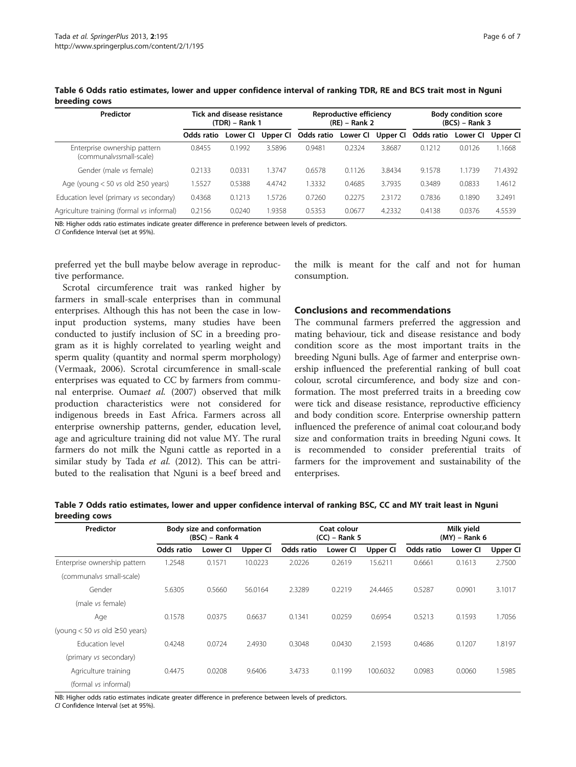**Table 6 Odds ratio estimates, lower and upper confidence interval of ranking TDR, RE and BCS trait most in Nguni breeding cows**

| Predictor | Tick and disease resistance (TDR) – Rank 1 | | | Reproductive efficiency (RE) – Rank 2 | | | Body condition score (BCS) – Rank 3 | | |
|---|---|---|---|---|---|---|---|---|---|
| | Odds ratio | Lower CI | Upper CI | Odds ratio | Lower CI | Upper CI | Odds ratio | Lower CI | Upper CI |
| Enterprise ownership pattern (communal*vs*small-scale) | 0.8455 | 0.1992 | 3.5896 | 0.9481 | 0.2324 | 3.8687 | 0.1212 | 0.0126 | 1.1668 |
| Gender (male *vs* female) | 0.2133 | 0.0331 | 1.3747 | 0.6578 | 0.1126 | 3.8434 | 9.1578 | 1.1739 | 71.4392 |
| Age (young < 50 *vs* old ≥50 years) | 1.5527 | 0.5388 | 4.4742 | 1.3332 | 0.4685 | 3.7935 | 0.3489 | 0.0833 | 1.4612 |
| Education level (primary *vs* secondary) | 0.4368 | 0.1213 | 1.5726 | 0.7260 | 0.2275 | 2.3172 | 0.7836 | 0.1890 | 3.2491 |
| Agriculture training (formal *vs* informal) | 0.2156 | 0.0240 | 1.9358 | 0.5353 | 0.0677 | 4.2332 | 0.4138 | 0.0376 | 4.5539 |

NB: Higher odds ratio estimates indicate greater difference in preference between levels of predictors.
*CI* Confidence Interval (set at 95%).

preferred yet the bull maybe below average in reproductive performance.

Scrotal circumference trait was ranked higher by farmers in small-scale enterprises than in communal enterprises. Although this has not been the case in low-input production systems, many studies have been conducted to justify inclusion of SC in a breeding program as it is highly correlated to yearling weight and sperm quality (quantity and normal sperm morphology) (Vermaak, 2006). Scrotal circumference in small-scale enterprises was equated to CC by farmers from communal enterprise. Ouma*et al.* (2007) observed that milk production characteristics were not considered for indigenous breeds in East Africa. Farmers across all enterprise ownership patterns, gender, education level, age and agriculture training did not value MY. The rural farmers do not milk the Nguni cattle as reported in a similar study by Tada *et al.* (2012). This can be attributed to the realisation that Nguni is a beef breed and the milk is meant for the calf and not for human consumption.

## Conclusions and recommendations

The communal farmers preferred the aggression and mating behaviour, tick and disease resistance and body condition score as the most important traits in the breeding Nguni bulls. Age of farmer and enterprise ownership influenced the preferential ranking of bull coat colour, scrotal circumference, and body size and conformation. The most preferred traits in a breeding cow were tick and disease resistance, reproductive efficiency and body condition score. Enterprise ownership pattern influenced the preference of animal coat colour,and body size and conformation traits in breeding Nguni cows. It is recommended to consider preferential traits of farmers for the improvement and sustainability of the enterprises.

**Table 7 Odds ratio estimates, lower and upper confidence interval of ranking BSC, CC and MY trait least in Nguni breeding cows**

| Predictor | Body size and conformation (BSC) – Rank 4 | | | Coat colour (CC) – Rank 5 | | | Milk yield (MY) – Rank 6 | | |
|---|---|---|---|---|---|---|---|---|---|
| | Odds ratio | Lower CI | Upper CI | Odds ratio | Lower CI | Upper CI | Odds ratio | Lower CI | Upper CI |
| Enterprise ownership pattern (communal*vs* small-scale) | 1.2548 | 0.1571 | 10.0223 | 2.0226 | 0.2619 | 15.6211 | 0.6661 | 0.1613 | 2.7500 |
| Gender (male *vs* female) | 5.6305 | 0.5660 | 56.0164 | 2.3289 | 0.2219 | 24.4465 | 0.5287 | 0.0901 | 3.1017 |
| Age (young < 50 *vs* old ≥50 years) | 0.1578 | 0.0375 | 0.6637 | 0.1341 | 0.0259 | 0.6954 | 0.5213 | 0.1593 | 1.7056 |
| Education level (primary *vs* secondary) | 0.4248 | 0.0724 | 2.4930 | 0.3048 | 0.0430 | 2.1593 | 0.4686 | 0.1207 | 1.8197 |
| Agriculture training (formal *vs* informal) | 0.4475 | 0.0208 | 9.6406 | 3.4733 | 0.1199 | 100.6032 | 0.0983 | 0.0060 | 1.5985 |

NB: Higher odds ratio estimates indicate greater difference in preference between levels of predictors.
*CI* Confidence Interval (set at 95%).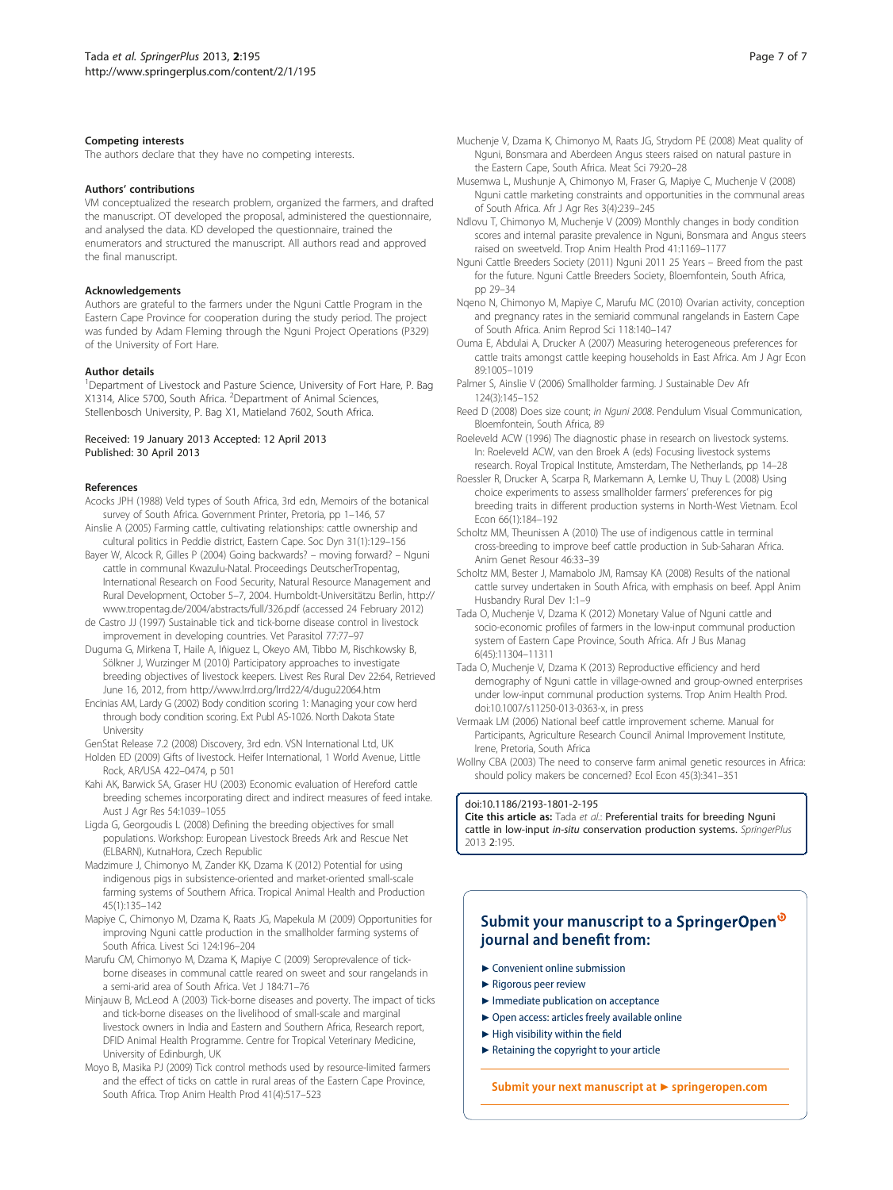### Competing interests

The authors declare that they have no competing interests.

### Authors' contributions

VM conceptualized the research problem, organized the farmers, and drafted the manuscript. OT developed the proposal, administered the questionnaire, and analysed the data. KD developed the questionnaire, trained the enumerators and structured the manuscript. All authors read and approved the final manuscript.

### Acknowledgements

Authors are grateful to the farmers under the Nguni Cattle Program in the Eastern Cape Province for cooperation during the study period. The project was funded by Adam Fleming through the Nguni Project Operations (P329) of the University of Fort Hare.

### Author details

[1]Department of Livestock and Pasture Science, University of Fort Hare, P. Bag X1314, Alice 5700, South Africa. [2]Department of Animal Sciences, Stellenbosch University, P. Bag X1, Matieland 7602, South Africa.

Received: 19 January 2013 Accepted: 12 April 2013
Published: 30 April 2013

### References

- Acocks JPH (1988) Veld types of South Africa, 3rd edn, Memoirs of the botanical survey of South Africa. Government Printer, Pretoria, pp 1–146, 57
- Ainslie A (2005) Farming cattle, cultivating relationships: cattle ownership and cultural politics in Peddie district, Eastern Cape. Soc Dyn 31(1):129–156
- Bayer W, Alcock R, Gilles P (2004) Going backwards? – moving forward? – Nguni cattle in communal Kwazulu-Natal. Proceedings DeutscherTropentag, International Research on Food Security, Natural Resource Management and Rural Development, October 5–7, 2004. Humboldt-Universitätzu Berlin, http://www.tropentag.de/2004/abstracts/full/326.pdf (accessed 24 February 2012)
- de Castro JJ (1997) Sustainable tick and tick-borne disease control in livestock improvement in developing countries. Vet Parasitol 77:77–97
- Duguma G, Mirkena T, Haile A, Iñiguez L, Okeyo AM, Tibbo M, Rischkowsky B, Sölkner J, Wurzinger M (2010) Participatory approaches to investigate breeding objectives of livestock keepers. Livest Res Rural Dev 22:64, Retrieved June 16, 2012, from http://www.lrrd.org/lrrd22/4/dugu22064.htm
- Encinias AM, Lardy G (2002) Body condition scoring 1: Managing your cow herd through body condition scoring. Ext Publ AS-1026. North Dakota State University
- GenStat Release 7.2 (2008) Discovery, 3rd edn. VSN International Ltd, UK
- Holden ED (2009) Gifts of livestock. Heifer International, 1 World Avenue, Little Rock, AR/USA 422–0474, p 501
- Kahi AK, Barwick SA, Graser HU (2003) Economic evaluation of Hereford cattle breeding schemes incorporating direct and indirect measures of feed intake. Aust J Agr Res 54:1039–1055
- Ligda G, Georgoudis L (2008) Defining the breeding objectives for small populations. Workshop: European Livestock Breeds Ark and Rescue Net (ELBARN), KutnaHora, Czech Republic
- Madzimure J, Chimonyo M, Zander KK, Dzama K (2012) Potential for using indigenous pigs in subsistence-oriented and market-oriented small-scale farming systems of Southern Africa. Tropical Animal Health and Production 45(1):135–142
- Mapiye C, Chimonyo M, Dzama K, Raats JG, Mapekula M (2009) Opportunities for improving Nguni cattle production in the smallholder farming systems of South Africa. Livest Sci 124:196–204
- Marufu CM, Chimonyo M, Dzama K, Mapiye C (2009) Seroprevalence of tick-borne diseases in communal cattle reared on sweet and sour rangelands in a semi-arid area of South Africa. Vet J 184:71–76
- Minjauw B, McLeod A (2003) Tick-borne diseases and poverty. The impact of ticks and tick-borne diseases on the livelihood of small-scale and marginal livestock owners in India and Eastern and Southern Africa, Research report, DFID Animal Health Programme. Centre for Tropical Veterinary Medicine, University of Edinburgh, UK
- Moyo B, Masika PJ (2009) Tick control methods used by resource-limited farmers and the effect of ticks on cattle in rural areas of the Eastern Cape Province, South Africa. Trop Anim Health Prod 41(4):517–523
- Muchenje V, Dzama K, Chimonyo M, Raats JG, Strydom PE (2008) Meat quality of Nguni, Bonsmara and Aberdeen Angus steers raised on natural pasture in the Eastern Cape, South Africa. Meat Sci 79:20–28
- Musemwa L, Mushunje A, Chimonyo M, Fraser G, Mapiye C, Muchenje V (2008) Nguni cattle marketing constraints and opportunities in the communal areas of South Africa. Afr J Agr Res 3(4):239–245
- Ndlovu T, Chimonyo M, Muchenje V (2009) Monthly changes in body condition scores and internal parasite prevalence in Nguni, Bonsmara and Angus steers raised on sweetveld. Trop Anim Health Prod 41:1169–1177
- Nguni Cattle Breeders Society (2011) Nguni 2011 25 Years – Breed from the past for the future. Nguni Cattle Breeders Society, Bloemfontein, South Africa, pp 29–34
- Nqeno N, Chimonyo M, Mapiye C, Marufu MC (2010) Ovarian activity, conception and pregnancy rates in the semiarid communal rangelands in Eastern Cape of South Africa. Anim Reprod Sci 118:140–147
- Ouma E, Abdulai A, Drucker A (2007) Measuring heterogeneous preferences for cattle traits amongst cattle keeping households in East Africa. Am J Agr Econ 89:1005–1019
- Palmer S, Ainslie V (2006) Smallholder farming. J Sustainable Dev Afr 124(3):145–152
- Reed D (2008) Does size count; *in Nguni 2008*. Pendulum Visual Communication, Bloemfontein, South Africa, 89
- Roeleveld ACW (1996) The diagnostic phase in research on livestock systems. In: Roeleveld ACW, van den Broek A (eds) Focusing livestock systems research. Royal Tropical Institute, Amsterdam, The Netherlands, pp 14–28
- Roessler R, Drucker A, Scarpa R, Markemann A, Lemke U, Thuy L (2008) Using choice experiments to assess smallholder farmers' preferences for pig breeding traits in different production systems in North-West Vietnam. Ecol Econ 66(1):184–192
- Scholtz MM, Theunissen A (2010) The use of indigenous cattle in terminal cross-breeding to improve beef cattle production in Sub-Saharan Africa. Anim Genet Resour 46:33–39
- Scholtz MM, Bester J, Mamabolo JM, Ramsay KA (2008) Results of the national cattle survey undertaken in South Africa, with emphasis on beef. Appl Anim Husbandry Rural Dev 1:1–9
- Tada O, Muchenje V, Dzama K (2012) Monetary Value of Nguni cattle and socio-economic profiles of farmers in the low-input communal production system of Eastern Cape Province, South Africa. Afr J Bus Manag 6(45):11304–11311
- Tada O, Muchenje V, Dzama K (2013) Reproductive efficiency and herd demography of Nguni cattle in village-owned and group-owned enterprises under low-input communal production systems. Trop Anim Health Prod. doi:10.1007/s11250-013-0363-x, in press
- Vermaak LM (2006) National beef cattle improvement scheme. Manual for Participants, Agriculture Research Council Animal Improvement Institute, Irene, Pretoria, South Africa
- Wollny CBA (2003) The need to conserve farm animal genetic resources in Africa: should policy makers be concerned? Ecol Econ 45(3):341–351

doi:10.1186/2193-1801-2-195

**Cite this article as:** Tada *et al.*: Preferential traits for breeding Nguni cattle in low-input *in-situ* conservation production systems. *SpringerPlus* 2013 **2**:195.

**Submit your manuscript to a SpringerOpen journal and benefit from:**

- ► Convenient online submission
- ► Rigorous peer review
- ► Immediate publication on acceptance
- ► Open access: articles freely available online
- ► High visibility within the field
- ► Retaining the copyright to your article

**Submit your next manuscript at ► springeropen.com**